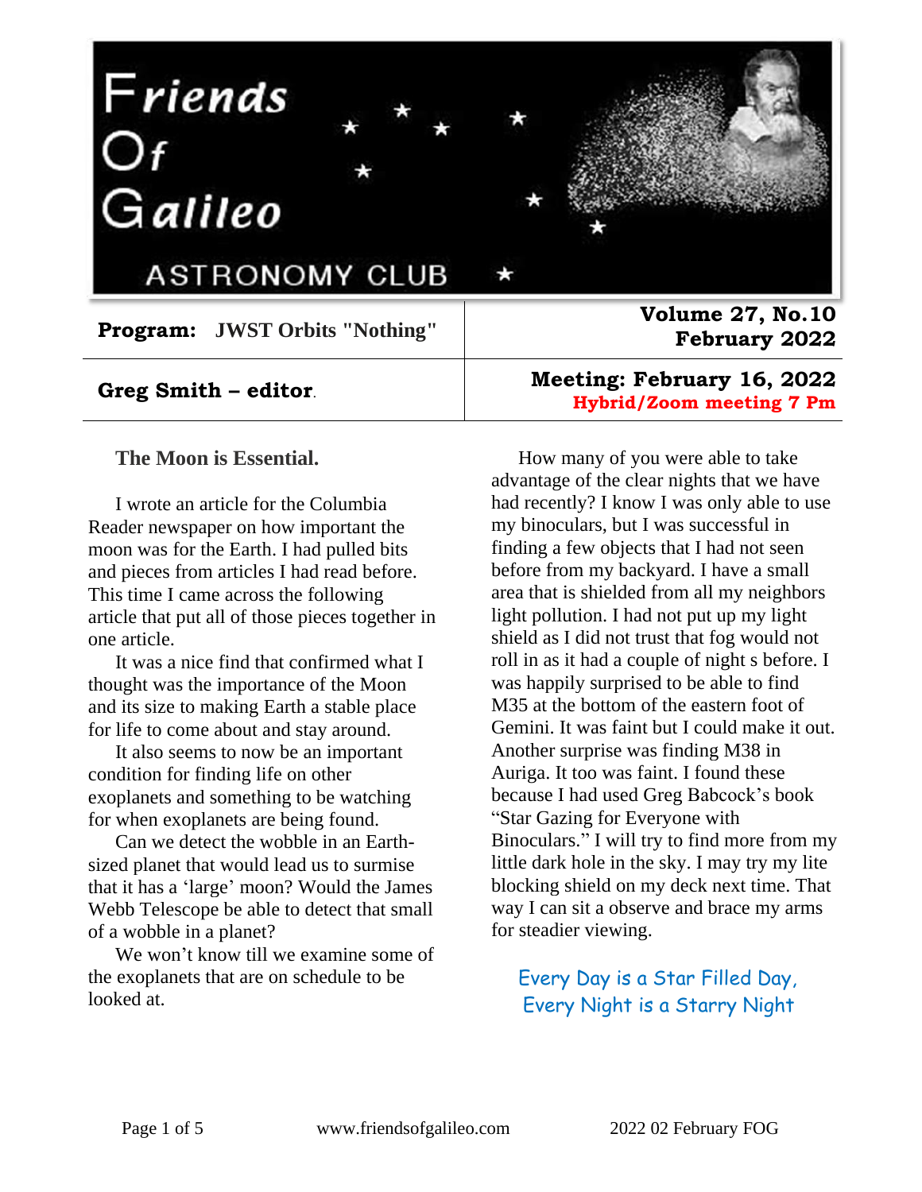# Friends Of Galileo

ASTRONOMY CLUB

| **Program: JWST Orbits "Nothing"** | **Volume 27, No.10 February 2022** |
|---|---|
| **Greg Smith – editor.** | **Meeting: February 16, 2022** **Hybrid/Zoom meeting 7 Pm** |

## The Moon is Essential.

I wrote an article for the Columbia Reader newspaper on how important the moon was for the Earth. I had pulled bits and pieces from articles I had read before. This time I came across the following article that put all of those pieces together in one article.

It was a nice find that confirmed what I thought was the importance of the Moon and its size to making Earth a stable place for life to come about and stay around.

It also seems to now be an important condition for finding life on other exoplanets and something to be watching for when exoplanets are being found.

Can we detect the wobble in an Earth-sized planet that would lead us to surmise that it has a 'large' moon? Would the James Webb Telescope be able to detect that small of a wobble in a planet?

We won't know till we examine some of the exoplanets that are on schedule to be looked at.

How many of you were able to take advantage of the clear nights that we have had recently? I know I was only able to use my binoculars, but I was successful in finding a few objects that I had not seen before from my backyard. I have a small area that is shielded from all my neighbors light pollution. I had not put up my light shield as I did not trust that fog would not roll in as it had a couple of night s before. I was happily surprised to be able to find M35 at the bottom of the eastern foot of Gemini. It was faint but I could make it out. Another surprise was finding M38 in Auriga. It too was faint. I found these because I had used Greg Babcock's book "Star Gazing for Everyone with Binoculars." I will try to find more from my little dark hole in the sky. I may try my lite blocking shield on my deck next time. That way I can sit a observe and brace my arms for steadier viewing.

Every Day is a Star Filled Day,
Every Night is a Starry Night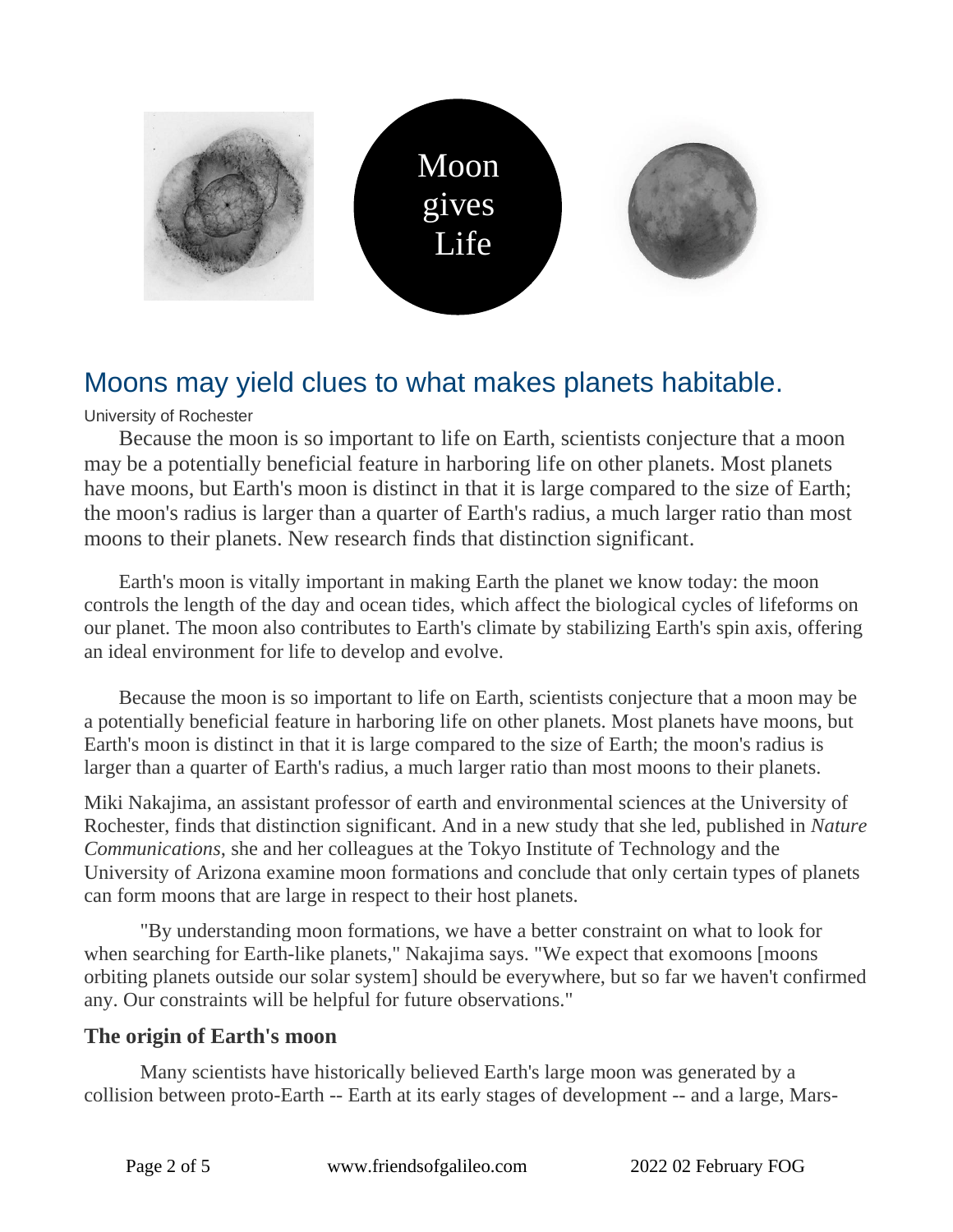Moon gives Life

## Moons may yield clues to what makes planets habitable.

University of Rochester

Because the moon is so important to life on Earth, scientists conjecture that a moon may be a potentially beneficial feature in harboring life on other planets. Most planets have moons, but Earth's moon is distinct in that it is large compared to the size of Earth; the moon's radius is larger than a quarter of Earth's radius, a much larger ratio than most moons to their planets. New research finds that distinction significant.

Earth's moon is vitally important in making Earth the planet we know today: the moon controls the length of the day and ocean tides, which affect the biological cycles of lifeforms on our planet. The moon also contributes to Earth's climate by stabilizing Earth's spin axis, offering an ideal environment for life to develop and evolve.

Because the moon is so important to life on Earth, scientists conjecture that a moon may be a potentially beneficial feature in harboring life on other planets. Most planets have moons, but Earth's moon is distinct in that it is large compared to the size of Earth; the moon's radius is larger than a quarter of Earth's radius, a much larger ratio than most moons to their planets.

Miki Nakajima, an assistant professor of earth and environmental sciences at the University of Rochester, finds that distinction significant. And in a new study that she led, published in *Nature Communications*, she and her colleagues at the Tokyo Institute of Technology and the University of Arizona examine moon formations and conclude that only certain types of planets can form moons that are large in respect to their host planets.

"By understanding moon formations, we have a better constraint on what to look for when searching for Earth-like planets," Nakajima says. "We expect that exomoons [moons orbiting planets outside our solar system] should be everywhere, but so far we haven't confirmed any. Our constraints will be helpful for future observations."

### The origin of Earth's moon

Many scientists have historically believed Earth's large moon was generated by a collision between proto-Earth -- Earth at its early stages of development -- and a large, Mars-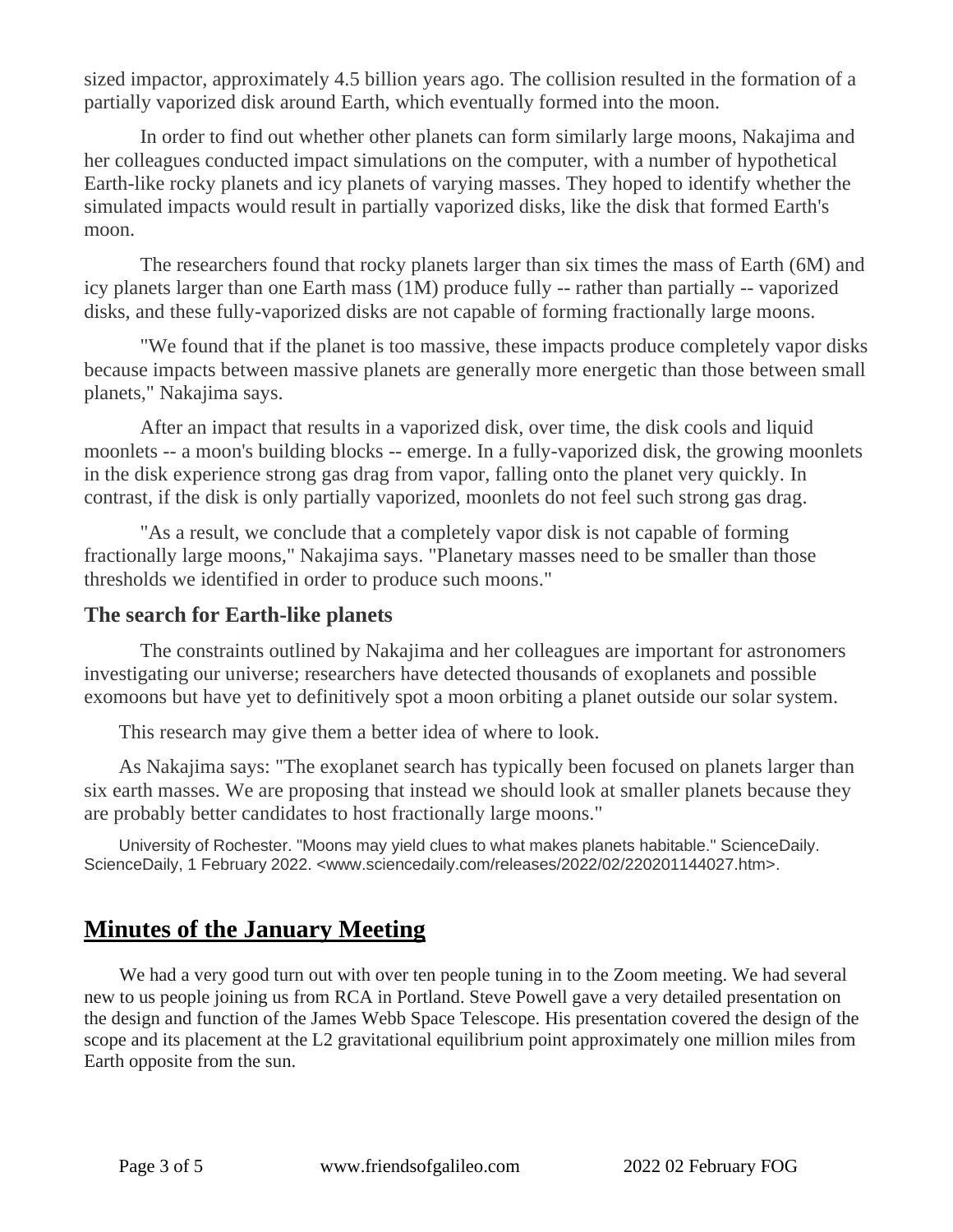sized impactor, approximately 4.5 billion years ago. The collision resulted in the formation of a partially vaporized disk around Earth, which eventually formed into the moon.

In order to find out whether other planets can form similarly large moons, Nakajima and her colleagues conducted impact simulations on the computer, with a number of hypothetical Earth-like rocky planets and icy planets of varying masses. They hoped to identify whether the simulated impacts would result in partially vaporized disks, like the disk that formed Earth's moon.

The researchers found that rocky planets larger than six times the mass of Earth (6M) and icy planets larger than one Earth mass (1M) produce fully -- rather than partially -- vaporized disks, and these fully-vaporized disks are not capable of forming fractionally large moons.

"We found that if the planet is too massive, these impacts produce completely vapor disks because impacts between massive planets are generally more energetic than those between small planets," Nakajima says.

After an impact that results in a vaporized disk, over time, the disk cools and liquid moonlets -- a moon's building blocks -- emerge. In a fully-vaporized disk, the growing moonlets in the disk experience strong gas drag from vapor, falling onto the planet very quickly. In contrast, if the disk is only partially vaporized, moonlets do not feel such strong gas drag.

"As a result, we conclude that a completely vapor disk is not capable of forming fractionally large moons," Nakajima says. "Planetary masses need to be smaller than those thresholds we identified in order to produce such moons."

### The search for Earth-like planets

The constraints outlined by Nakajima and her colleagues are important for astronomers investigating our universe; researchers have detected thousands of exoplanets and possible exomoons but have yet to definitively spot a moon orbiting a planet outside our solar system.

This research may give them a better idea of where to look.

As Nakajima says: "The exoplanet search has typically been focused on planets larger than six earth masses. We are proposing that instead we should look at smaller planets because they are probably better candidates to host fractionally large moons."

University of Rochester. "Moons may yield clues to what makes planets habitable." ScienceDaily. ScienceDaily, 1 February 2022. <www.sciencedaily.com/releases/2022/02/220201144027.htm>.

## Minutes of the January Meeting

We had a very good turn out with over ten people tuning in to the Zoom meeting. We had several new to us people joining us from RCA in Portland. Steve Powell gave a very detailed presentation on the design and function of the James Webb Space Telescope. His presentation covered the design of the scope and its placement at the L2 gravitational equilibrium point approximately one million miles from Earth opposite from the sun.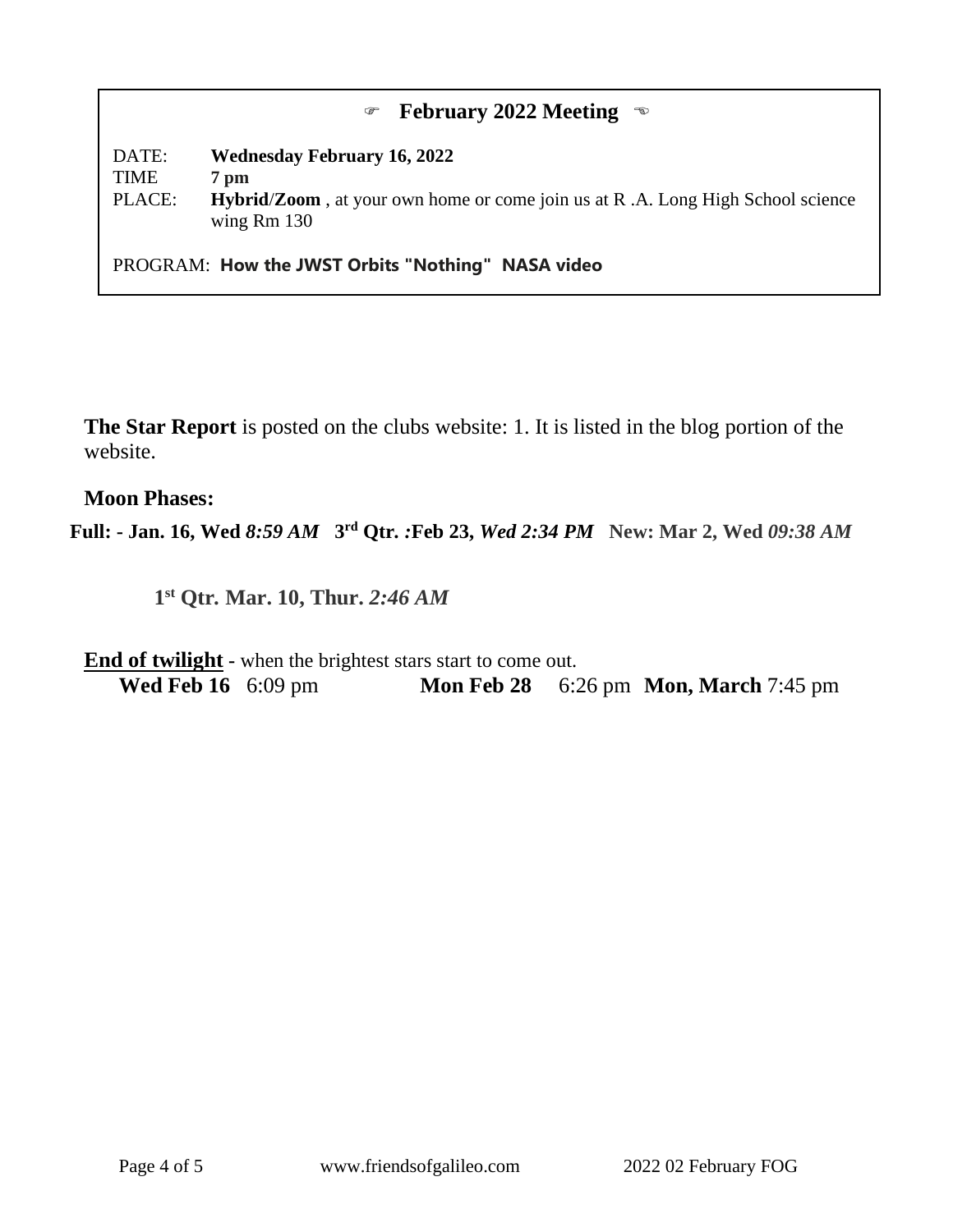☞ **February 2022 Meeting** ☜

DATE: **Wednesday February 16, 2022**
TIME **7 pm**
PLACE: **Hybrid**/**Zoom** , at your own home or come join us at R .A. Long High School science wing Rm 130

PROGRAM: **How the JWST Orbits "Nothing" NASA video**

**The Star Report** is posted on the clubs website: 1. It is listed in the blog portion of the website.

**Moon Phases:**

**Full: - Jan. 16, Wed *8:59 AM* 3rd Qtr. :Feb 23, *Wed 2:34 PM* New: Mar 2, Wed *09:38 AM***

**1st Qtr. Mar. 10, Thur. *2:46 AM***

**End of twilight** - when the brightest stars start to come out.
**Wed Feb 16** 6:09 pm **Mon Feb 28** 6:26 pm **Mon, March** 7:45 pm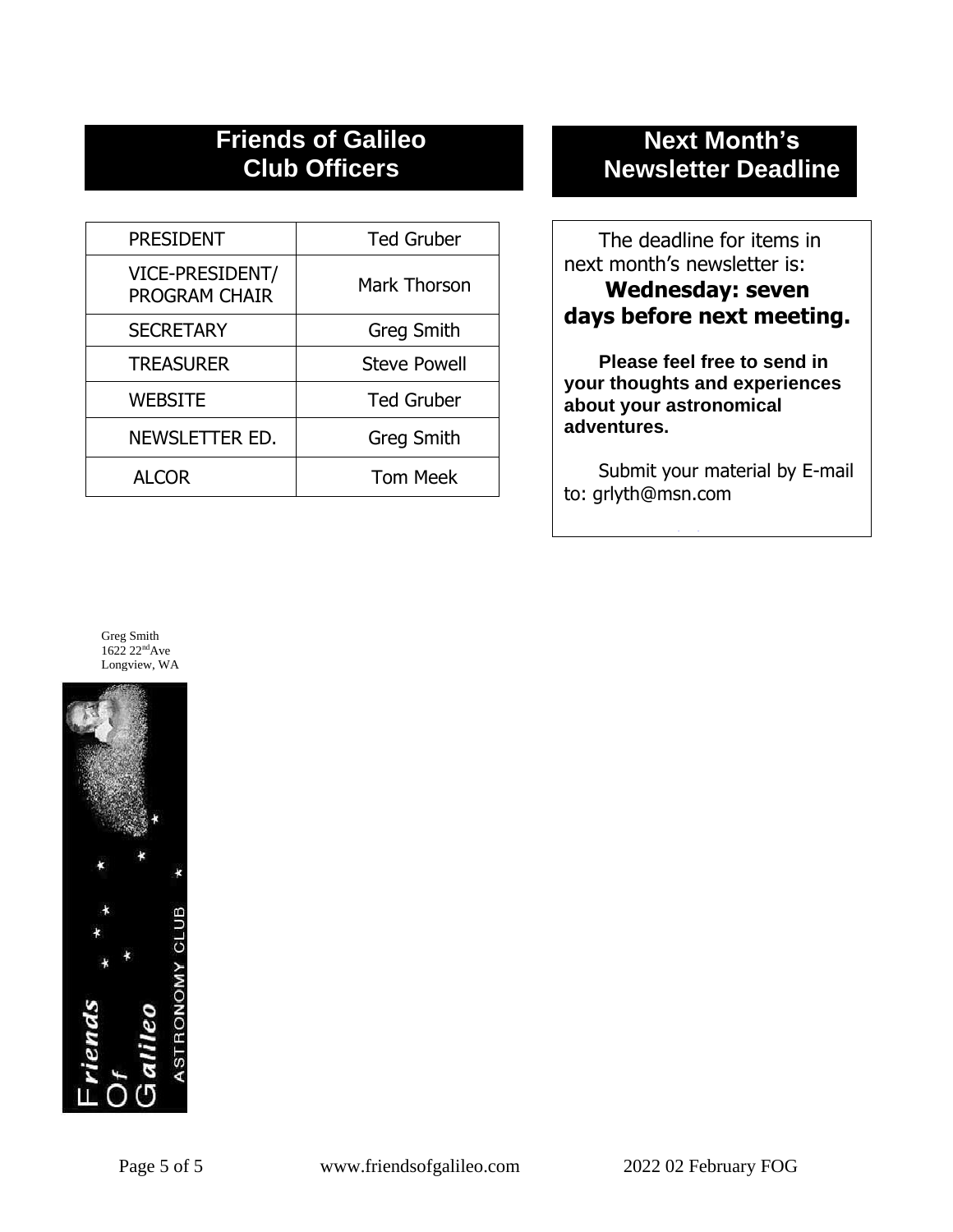## Friends of Galileo Club Officers

| | |
|---|---|
| PRESIDENT | Ted Gruber |
| VICE-PRESIDENT/ PROGRAM CHAIR | Mark Thorson |
| SECRETARY | Greg Smith |
| TREASURER | Steve Powell |
| WEBSITE | Ted Gruber |
| NEWSLETTER ED. | Greg Smith |
| ALCOR | Tom Meek |

## Next Month's Newsletter Deadline

The deadline for items in next month's newsletter is:

**Wednesday: seven days before next meeting.**

**Please feel free to send in your thoughts and experiences about your astronomical adventures.**

Submit your material by E-mail to: grlyth@msn.com

Greg Smith
1622 22nd Ave
Longview, WA

Friends Of Galileo ASTRONOMY CLUB